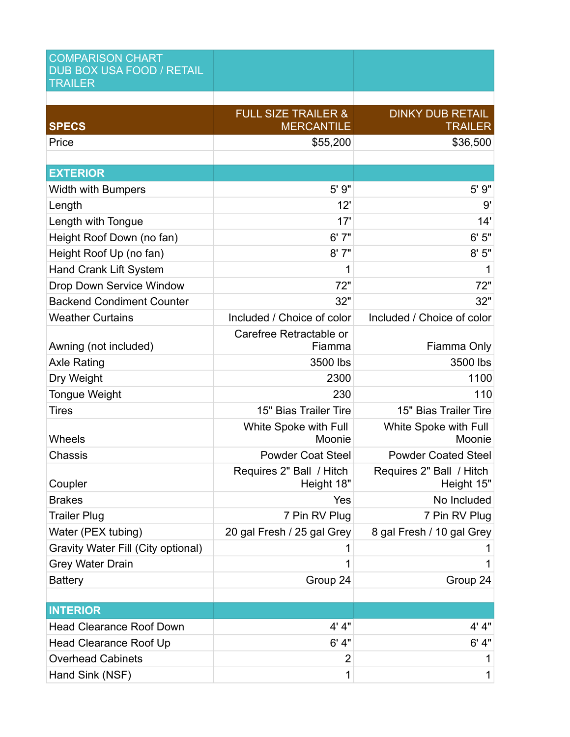| COMPARISON CHART DUB BOX USA FOOD / RETAIL TRAILER | | |
|---|---|---|
| | | |
| **SPECS** | FULL SIZE TRAILER & MERCANTILE | DINKY DUB RETAIL TRAILER |
| Price | $55,200 | $36,500 |
| | | |
| **EXTERIOR** | | |
| Width with Bumpers | 5' 9" | 5' 9" |
| Length | 12' | 9' |
| Length with Tongue | 17' | 14' |
| Height Roof Down (no fan) | 6' 7" | 6' 5" |
| Height Roof Up (no fan) | 8' 7" | 8' 5" |
| Hand Crank Lift System | 1 | 1 |
| Drop Down Service Window | 72" | 72" |
| Backend Condiment Counter | 32" | 32" |
| Weather Curtains | Included / Choice of color | Included / Choice of color |
| Awning (not included) | Carefree Retractable or Fiamma | Fiamma Only |
| Axle Rating | 3500 lbs | 3500 lbs |
| Dry Weight | 2300 | 1100 |
| Tongue Weight | 230 | 110 |
| Tires | 15" Bias Trailer Tire | 15" Bias Trailer Tire |
| Wheels | White Spoke with Full Moonie | White Spoke with Full Moonie |
| Chassis | Powder Coat Steel | Powder Coated Steel |
| Coupler | Requires 2" Ball / Hitch Height 18" | Requires 2" Ball / Hitch Height 15" |
| Brakes | Yes | No Included |
| Trailer Plug | 7 Pin RV Plug | 7 Pin RV Plug |
| Water (PEX tubing) | 20 gal Fresh / 25 gal Grey | 8 gal Fresh / 10 gal Grey |
| Gravity Water Fill (City optional) | 1 | 1 |
| Grey Water Drain | 1 | 1 |
| Battery | Group 24 | Group 24 |
| | | |
| **INTERIOR** | | |
| Head Clearance Roof Down | 4' 4" | 4' 4" |
| Head Clearance Roof Up | 6' 4" | 6' 4" |
| Overhead Cabinets | 2 | 1 |
| Hand Sink (NSF) | 1 | 1 |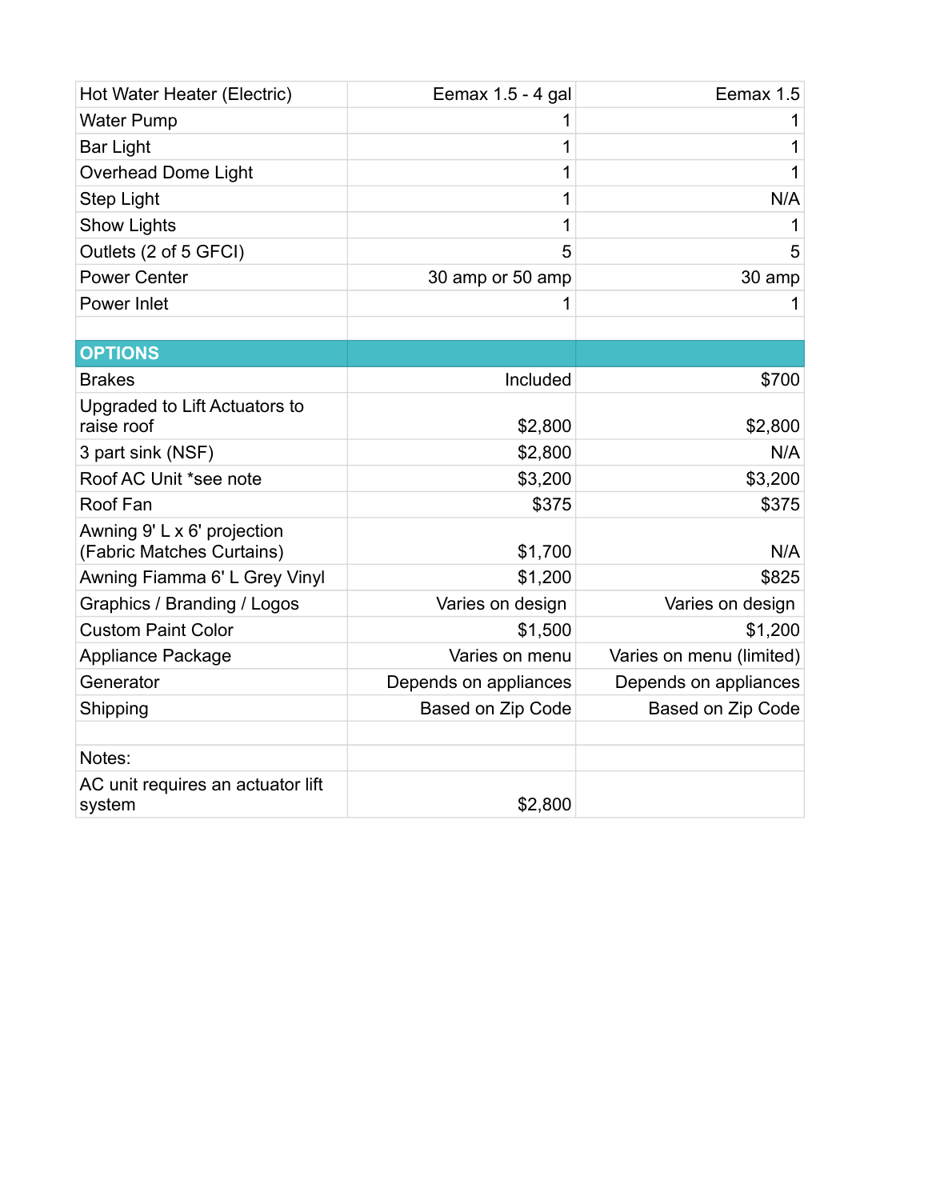| | | |
|---|---|---|
| Hot Water Heater (Electric) | Eemax 1.5 - 4 gal | Eemax 1.5 |
| Water Pump | 1 | 1 |
| Bar Light | 1 | 1 |
| Overhead Dome Light | 1 | 1 |
| Step Light | 1 | N/A |
| Show Lights | 1 | 1 |
| Outlets (2 of 5 GFCI) | 5 | 5 |
| Power Center | 30 amp or 50 amp | 30 amp |
| Power Inlet | 1 | 1 |
| | | |
| **OPTIONS** | | |
| Brakes | Included | $700 |
| Upgraded to Lift Actuators to raise roof | $2,800 | $2,800 |
| 3 part sink (NSF) | $2,800 | N/A |
| Roof AC Unit *see note | $3,200 | $3,200 |
| Roof Fan | $375 | $375 |
| Awning 9' L x 6' projection (Fabric Matches Curtains) | $1,700 | N/A |
| Awning Fiamma 6' L Grey Vinyl | $1,200 | $825 |
| Graphics / Branding / Logos | Varies on design | Varies on design |
| Custom Paint Color | $1,500 | $1,200 |
| Appliance Package | Varies on menu | Varies on menu (limited) |
| Generator | Depends on appliances | Depends on appliances |
| Shipping | Based on Zip Code | Based on Zip Code |
| | | |
| Notes: | | |
| AC unit requires an actuator lift system | $2,800 | |